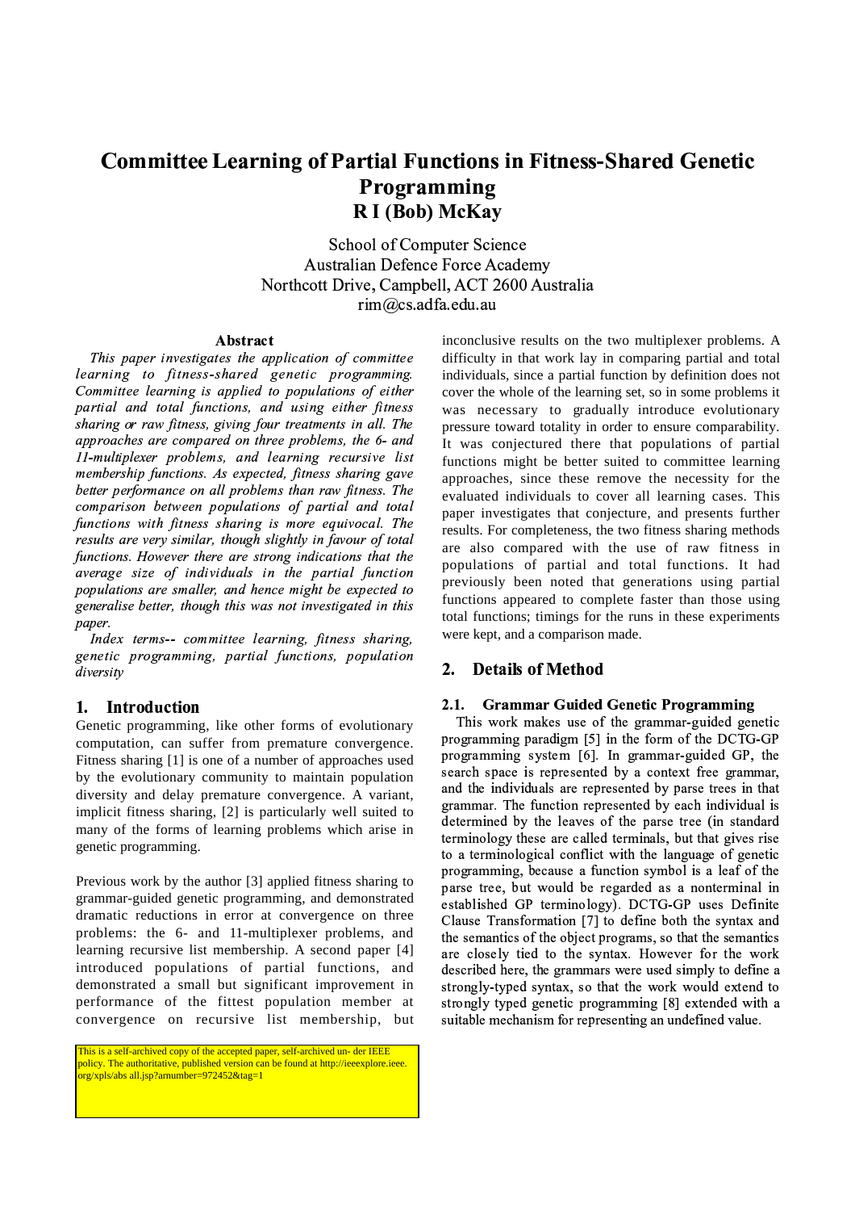# Committee Learning of Partial Functions in Fitness-Shared Genetic Programming

**R I (Bob) McKay**

School of Computer Science
Australian Defence Force Academy
Northcott Drive, Campbell, ACT 2600 Australia
rim@cs.adfa.edu.au

### Abstract

*This paper investigates the application of committee learning to fitness-shared genetic programming. Committee learning is applied to populations of either partial and total functions, and using either fitness sharing or raw fitness, giving four treatments in all. The approaches are compared on three problems, the 6- and 11-multiplexer problems, and learning recursive list membership functions. As expected, fitness sharing gave better performance on all problems than raw fitness. The comparison between populations of partial and total functions with fitness sharing is more equivocal. The results are very similar, though slightly in favour of total functions. However there are strong indications that the average size of individuals in the partial function populations are smaller, and hence might be expected to generalise better, though this was not investigated in this paper.*

*Index terms--* *committee learning, fitness sharing, genetic programming, partial functions, population diversity*

## 1. Introduction

Genetic programming, like other forms of evolutionary computation, can suffer from premature convergence. Fitness sharing [1] is one of a number of approaches used by the evolutionary community to maintain population diversity and delay premature convergence. A variant, implicit fitness sharing, [2] is particularly well suited to many of the forms of learning problems which arise in genetic programming.

Previous work by the author [3] applied fitness sharing to grammar-guided genetic programming, and demonstrated dramatic reductions in error at convergence on three problems: the 6- and 11-multiplexer problems, and learning recursive list membership. A second paper [4] introduced populations of partial functions, and demonstrated a small but significant improvement in performance of the fittest population member at convergence on recursive list membership, but inconclusive results on the two multiplexer problems. A difficulty in that work lay in comparing partial and total individuals, since a partial function by definition does not cover the whole of the learning set, so in some problems it was necessary to gradually introduce evolutionary pressure toward totality in order to ensure comparability. It was conjectured there that populations of partial functions might be better suited to committee learning approaches, since these remove the necessity for the evaluated individuals to cover all learning cases. This paper investigates that conjecture, and presents further results. For completeness, the two fitness sharing methods are also compared with the use of raw fitness in populations of partial and total functions. It had previously been noted that generations using partial functions appeared to complete faster than those using total functions; timings for the runs in these experiments were kept, and a comparison made.

## 2. Details of Method

### 2.1. Grammar Guided Genetic Programming

This work makes use of the grammar-guided genetic programming paradigm [5] in the form of the DCTG-GP programming system [6]. In grammar-guided GP, the search space is represented by a context free grammar, and the individuals are represented by parse trees in that grammar. The function represented by each individual is determined by the leaves of the parse tree (in standard terminology these are called terminals, but that gives rise to a terminological conflict with the language of genetic programming, because a function symbol is a leaf of the parse tree, but would be regarded as a nonterminal in established GP terminology). DCTG-GP uses Definite Clause Transformation [7] to define both the syntax and the semantics of the object programs, so that the semantics are closely tied to the syntax. However for the work described here, the grammars were used simply to define a strongly-typed syntax, so that the work would extend to strongly typed genetic programming [8] extended with a suitable mechanism for representing an undefined value.

This is a self-archived copy of the accepted paper, self-archived un- der IEEE policy. The authoritative, published version can be found at http://ieeexplore.ieee.org/xpls/abs all.jsp?arnumber=972452&tag=1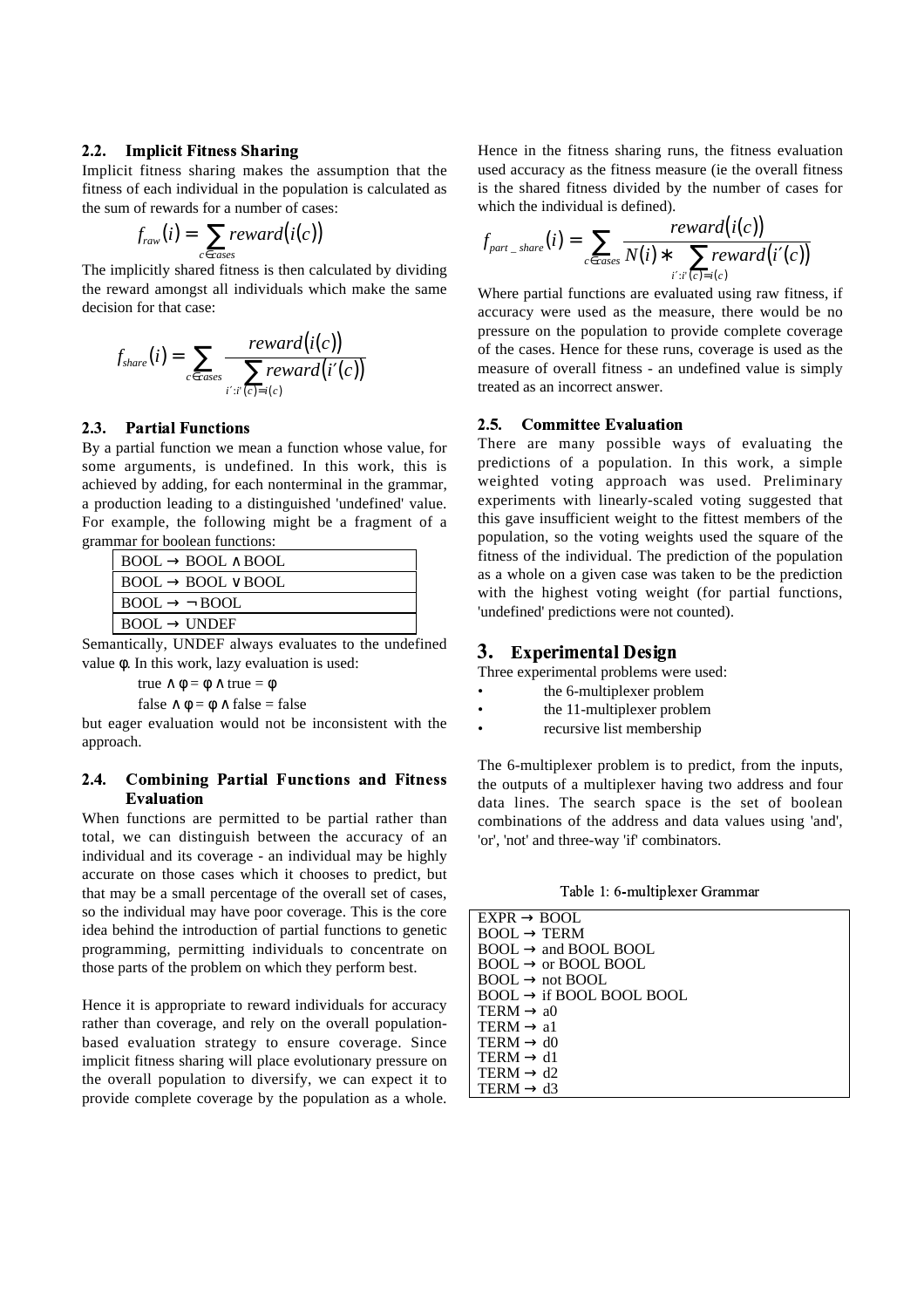### 2.2. Implicit Fitness Sharing

Implicit fitness sharing makes the assumption that the fitness of each individual in the population is calculated as the sum of rewards for a number of cases:

$$f_{raw}(i) = \sum_{c \in cases} reward(i(c))$$

The implicitly shared fitness is then calculated by dividing the reward amongst all individuals which make the same decision for that case:

$$f_{share}(i) = \sum_{c \in cases} \frac{reward(i(c))}{\sum_{i': i'(c) = i(c)} reward(i'(c))}$$

### 2.3. Partial Functions

By a partial function we mean a function whose value, for some arguments, is undefined. In this work, this is achieved by adding, for each nonterminal in the grammar, a production leading to a distinguished 'undefined' value. For example, the following might be a fragment of a grammar for boolean functions:

| |
|---|
| BOOL → BOOL ∧ BOOL |
| BOOL → BOOL ∨ BOOL |
| BOOL → ¬ BOOL |
| BOOL → UNDEF |

Semantically, UNDEF always evaluates to the undefined value φ. In this work, lazy evaluation is used:

true ∧ φ = φ ∧ true = φ

false ∧ φ = φ ∧ false = false

but eager evaluation would not be inconsistent with the approach.

### 2.4. Combining Partial Functions and Fitness Evaluation

When functions are permitted to be partial rather than total, we can distinguish between the accuracy of an individual and its coverage - an individual may be highly accurate on those cases which it chooses to predict, but that may be a small percentage of the overall set of cases, so the individual may have poor coverage. This is the core idea behind the introduction of partial functions to genetic programming, permitting individuals to concentrate on those parts of the problem on which they perform best.

Hence it is appropriate to reward individuals for accuracy rather than coverage, and rely on the overall population-based evaluation strategy to ensure coverage. Since implicit fitness sharing will place evolutionary pressure on the overall population to diversify, we can expect it to provide complete coverage by the population as a whole. Hence in the fitness sharing runs, the fitness evaluation used accuracy as the fitness measure (ie the overall fitness is the shared fitness divided by the number of cases for which the individual is defined).

$$f_{part\_share}(i) = \sum_{c \in cases} \frac{reward(i(c))}{N(i) * \sum_{i': i'(c) = i(c)} reward(i'(c))}$$

Where partial functions are evaluated using raw fitness, if accuracy were used as the measure, there would be no pressure on the population to provide complete coverage of the cases. Hence for these runs, coverage is used as the measure of overall fitness - an undefined value is simply treated as an incorrect answer.

### 2.5. Committee Evaluation

There are many possible ways of evaluating the predictions of a population. In this work, a simple weighted voting approach was used. Preliminary experiments with linearly-scaled voting suggested that this gave insufficient weight to the fittest members of the population, so the voting weights used the square of the fitness of the individual. The prediction of the population as a whole on a given case was taken to be the prediction with the highest voting weight (for partial functions, 'undefined' predictions were not counted).

## 3. Experimental Design

Three experimental problems were used:

- the 6-multiplexer problem
- the 11-multiplexer problem
- recursive list membership

The 6-multiplexer problem is to predict, from the inputs, the outputs of a multiplexer having two address and four data lines. The search space is the set of boolean combinations of the address and data values using 'and', 'or', 'not' and three-way 'if' combinators.

Table 1: 6-multiplexer Grammar

| |
|---|
| EXPR → BOOL |
| BOOL → TERM |
| BOOL → and BOOL BOOL |
| BOOL → or BOOL BOOL |
| BOOL → not BOOL |
| BOOL → if BOOL BOOL BOOL |
| TERM → a0 |
| TERM → a1 |
| TERM → d0 |
| TERM → d1 |
| TERM → d2 |
| TERM → d3 |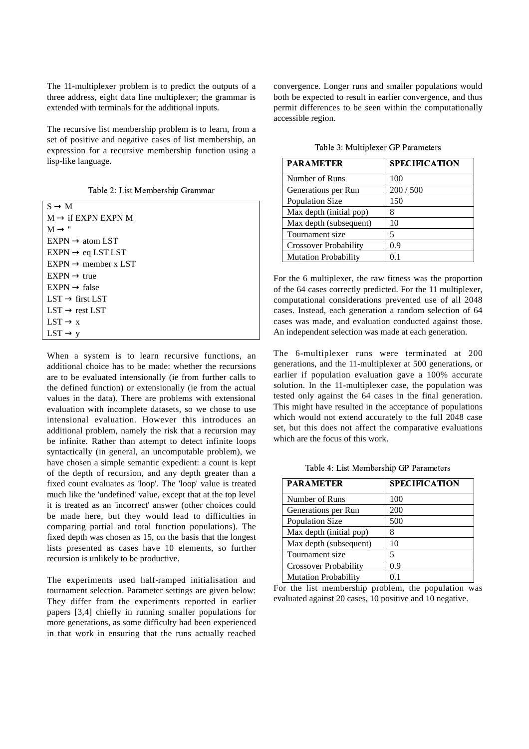The 11-multiplexer problem is to predict the outputs of a three address, eight data line multiplexer; the grammar is extended with terminals for the additional inputs.

The recursive list membership problem is to learn, from a set of positive and negative cases of list membership, an expression for a recursive membership function using a lisp-like language.

Table 2: List Membership Grammar

| |
|---|
| S → M |
| M → if EXPN EXPN M |
| M → '' |
| EXPN → atom LST |
| EXPN → eq LST LST |
| EXPN → member x LST |
| EXPN → true |
| EXPN → false |
| LST → first LST |
| LST → rest LST |
| LST → x |
| LST → y |

When a system is to learn recursive functions, an additional choice has to be made: whether the recursions are to be evaluated intensionally (ie from further calls to the defined function) or extensionally (ie from the actual values in the data). There are problems with extensional evaluation with incomplete datasets, so we chose to use intensional evaluation. However this introduces an additional problem, namely the risk that a recursion may be infinite. Rather than attempt to detect infinite loops syntactically (in general, an uncomputable problem), we have chosen a simple semantic expedient: a count is kept of the depth of recursion, and any depth greater than a fixed count evaluates as 'loop'. The 'loop' value is treated much like the 'undefined' value, except that at the top level it is treated as an 'incorrect' answer (other choices could be made here, but they would lead to difficulties in comparing partial and total function populations). The fixed depth was chosen as 15, on the basis that the longest lists presented as cases have 10 elements, so further recursion is unlikely to be productive.

The experiments used half-ramped initialisation and tournament selection. Parameter settings are given below: They differ from the experiments reported in earlier papers [3,4] chiefly in running smaller populations for more generations, as some difficulty had been experienced in that work in ensuring that the runs actually reached convergence. Longer runs and smaller populations would both be expected to result in earlier convergence, and thus permit differences to be seen within the computationally accessible region.

Table 3: Multiplexer GP Parameters

| PARAMETER | SPECIFICATION |
|---|---|
| Number of Runs | 100 |
| Generations per Run | 200 / 500 |
| Population Size | 150 |
| Max depth (initial pop) | 8 |
| Max depth (subsequent) | 10 |
| Tournament size | 5 |
| Crossover Probability | 0.9 |
| Mutation Probability | 0.1 |

For the 6 multiplexer, the raw fitness was the proportion of the 64 cases correctly predicted. For the 11 multiplexer, computational considerations prevented use of all 2048 cases. Instead, each generation a random selection of 64 cases was made, and evaluation conducted against those. An independent selection was made at each generation.

The 6-multiplexer runs were terminated at 200 generations, and the 11-multiplexer at 500 generations, or earlier if population evaluation gave a 100% accurate solution. In the 11-multiplexer case, the population was tested only against the 64 cases in the final generation. This might have resulted in the acceptance of populations which would not extend accurately to the full 2048 case set, but this does not affect the comparative evaluations which are the focus of this work.

Table 4: List Membership GP Parameters

| PARAMETER | SPECIFICATION |
|---|---|
| Number of Runs | 100 |
| Generations per Run | 200 |
| Population Size | 500 |
| Max depth (initial pop) | 8 |
| Max depth (subsequent) | 10 |
| Tournament size | 5 |
| Crossover Probability | 0.9 |
| Mutation Probability | 0.1 |

For the list membership problem, the population was evaluated against 20 cases, 10 positive and 10 negative.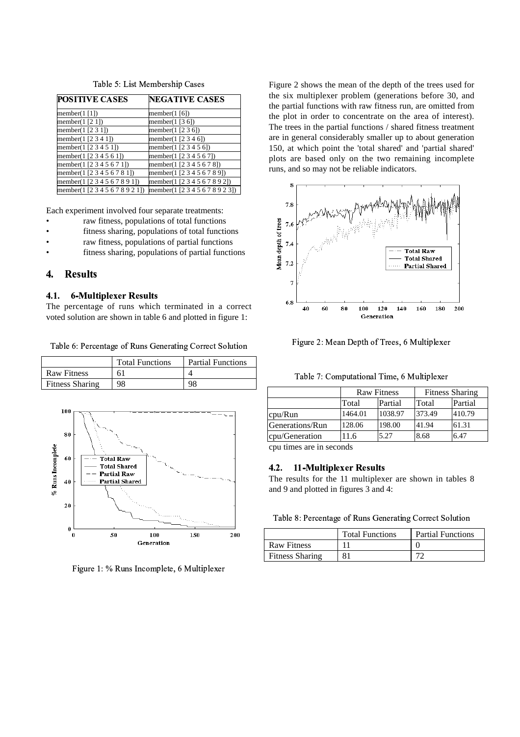Table 5: List Membership Cases

| POSITIVE CASES | NEGATIVE CASES |
|---|---|
| member(1 [1]) | member(1 [6]) |
| member(1 [2 1]) | member(1 [3 6]) |
| member(1 [2 3 1]) | member(1 [2 3 6]) |
| member(1 [2 3 4 1]) | member(1 [2 3 4 6]) |
| member(1 [2 3 4 5 1]) | member(1 [2 3 4 5 6]) |
| member(1 [2 3 4 5 6 1]) | member(1 [2 3 4 5 6 7]) |
| member(1 [2 3 4 5 6 7 1]) | member(1 [2 3 4 5 6 7 8]) |
| member(1 [2 3 4 5 6 7 8 1]) | member(1 [2 3 4 5 6 7 8 9]) |
| member(1 [2 3 4 5 6 7 8 9 1]) | member(1 [2 3 4 5 6 7 8 9 2]) |
| member(1 [2 3 4 5 6 7 8 9 2 1]) | member(1 [2 3 4 5 6 7 8 9 2 3]) |

Each experiment involved four separate treatments:

- raw fitness, populations of total functions
- fitness sharing, populations of total functions
- raw fitness, populations of partial functions
- fitness sharing, populations of partial functions

## 4. Results

### 4.1. 6-Multiplexer Results

The percentage of runs which terminated in a correct voted solution are shown in table 6 and plotted in figure 1:

Table 6: Percentage of Runs Generating Correct Solution

| | Total Functions | Partial Functions |
|---|---|---|
| Raw Fitness | 61 | 4 |
| Fitness Sharing | 98 | 98 |

Figure 1: % Runs Incomplete, 6 Multiplexer

Figure 2 shows the mean of the depth of the trees used for the six multiplexer problem (generations before 30, and the partial functions with raw fitness run, are omitted from the plot in order to concentrate on the area of interest). The trees in the partial functions / shared fitness treatment are in general considerably smaller up to about generation 150, at which point the 'total shared' and 'partial shared' plots are based only on the two remaining incomplete runs, and so may not be reliable indicators.

Figure 2: Mean Depth of Trees, 6 Multiplexer

Table 7: Computational Time, 6 Multiplexer

| | Raw Fitness | | Fitness Sharing | |
|---|---|---|---|---|
| | Total | Partial | Total | Partial |
| cpu/Run | 1464.01 | 1038.97 | 373.49 | 410.79 |
| Generations/Run | 128.06 | 198.00 | 41.94 | 61.31 |
| cpu/Generation | 11.6 | 5.27 | 8.68 | 6.47 |

cpu times are in seconds

### 4.2. 11-Multiplexer Results

The results for the 11 multiplexer are shown in tables 8 and 9 and plotted in figures 3 and 4:

Table 8: Percentage of Runs Generating Correct Solution

| | Total Functions | Partial Functions |
|---|---|---|
| Raw Fitness | 11 | 0 |
| Fitness Sharing | 81 | 72 |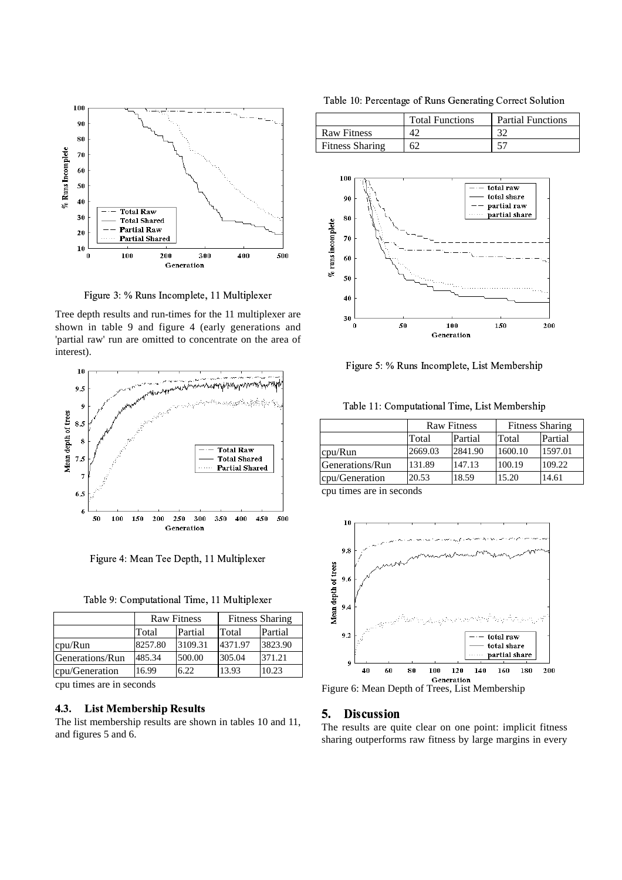Figure 3: % Runs Incomplete, 11 Multiplexer

Tree depth results and run-times for the 11 multiplexer are shown in table 9 and figure 4 (early generations and 'partial raw' run are omitted to concentrate on the area of interest).

Figure 4: Mean Tee Depth, 11 Multiplexer

Table 9: Computational Time, 11 Multiplexer

| | Raw Fitness | | Fitness Sharing | |
|---|---|---|---|---|
| | Total | Partial | Total | Partial |
| cpu/Run | 8257.80 | 3109.31 | 4371.97 | 3823.90 |
| Generations/Run | 485.34 | 500.00 | 305.04 | 371.21 |
| cpu/Generation | 16.99 | 6.22 | 13.93 | 10.23 |

cpu times are in seconds

### 4.3. List Membership Results

The list membership results are shown in tables 10 and 11, and figures 5 and 6.

Table 10: Percentage of Runs Generating Correct Solution

| | Total Functions | Partial Functions |
|---|---|---|
| Raw Fitness | 42 | 32 |
| Fitness Sharing | 62 | 57 |

Figure 5: % Runs Incomplete, List Membership

Table 11: Computational Time, List Membership

| | Raw Fitness | | Fitness Sharing | |
|---|---|---|---|---|
| | Total | Partial | Total | Partial |
| cpu/Run | 2669.03 | 2841.90 | 1600.10 | 1597.01 |
| Generations/Run | 131.89 | 147.13 | 100.19 | 109.22 |
| cpu/Generation | 20.53 | 18.59 | 15.20 | 14.61 |

cpu times are in seconds

Figure 6: Mean Depth of Trees, List Membership

## 5. Discussion

The results are quite clear on one point: implicit fitness sharing outperforms raw fitness by large margins in every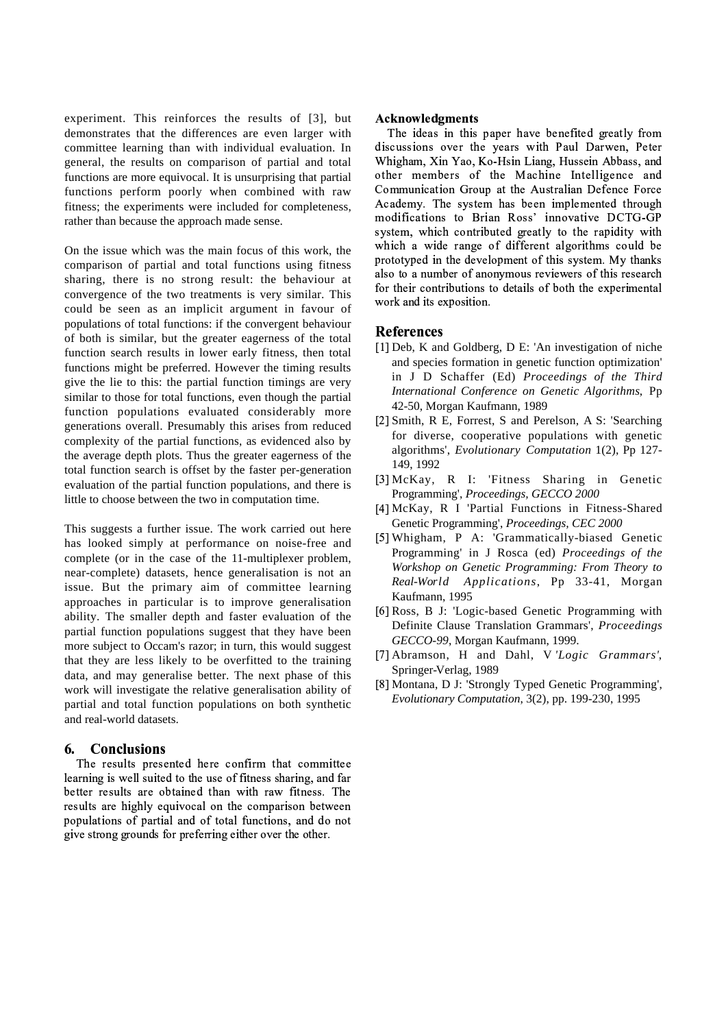experiment. This reinforces the results of [3], but demonstrates that the differences are even larger with committee learning than with individual evaluation. In general, the results on comparison of partial and total functions are more equivocal. It is unsurprising that partial functions perform poorly when combined with raw fitness; the experiments were included for completeness, rather than because the approach made sense.

On the issue which was the main focus of this work, the comparison of partial and total functions using fitness sharing, there is no strong result: the behaviour at convergence of the two treatments is very similar. This could be seen as an implicit argument in favour of populations of total functions: if the convergent behaviour of both is similar, but the greater eagerness of the total function search results in lower early fitness, then total functions might be preferred. However the timing results give the lie to this: the partial function timings are very similar to those for total functions, even though the partial function populations evaluated considerably more generations overall. Presumably this arises from reduced complexity of the partial functions, as evidenced also by the average depth plots. Thus the greater eagerness of the total function search is offset by the faster per-generation evaluation of the partial function populations, and there is little to choose between the two in computation time.

This suggests a further issue. The work carried out here has looked simply at performance on noise-free and complete (or in the case of the 11-multiplexer problem, near-complete) datasets, hence generalisation is not an issue. But the primary aim of committee learning approaches in particular is to improve generalisation ability. The smaller depth and faster evaluation of the partial function populations suggest that they have been more subject to Occam's razor; in turn, this would suggest that they are less likely to be overfitted to the training data, and may generalise better. The next phase of this work will investigate the relative generalisation ability of partial and total function populations on both synthetic and real-world datasets.

## 6. Conclusions

The results presented here confirm that committee learning is well suited to the use of fitness sharing, and far better results are obtained than with raw fitness. The results are highly equivocal on the comparison between populations of partial and of total functions, and do not give strong grounds for preferring either over the other.

## Acknowledgments

The ideas in this paper have benefited greatly from discussions over the years with Paul Darwen, Peter Whigham, Xin Yao, Ko-Hsin Liang, Hussein Abbass, and other members of the Machine Intelligence and Communication Group at the Australian Defence Force Academy. The system has been implemented through modifications to Brian Ross' innovative DCTG-GP system, which contributed greatly to the rapidity with which a wide range of different algorithms could be prototyped in the development of this system. My thanks also to a number of anonymous reviewers of this research for their contributions to details of both the experimental work and its exposition.

## References

[1] Deb, K and Goldberg, D E: 'An investigation of niche and species formation in genetic function optimization' in J D Schaffer (Ed) *Proceedings of the Third International Conference on Genetic Algorithms*, Pp 42-50, Morgan Kaufmann, 1989

[2] Smith, R E, Forrest, S and Perelson, A S: 'Searching for diverse, cooperative populations with genetic algorithms', *Evolutionary Computation* 1(2), Pp 127-149, 1992

[3] McKay, R I: 'Fitness Sharing in Genetic Programming', *Proceedings, GECCO 2000*

[4] McKay, R I 'Partial Functions in Fitness-Shared Genetic Programming', *Proceedings, CEC 2000*

[5] Whigham, P A: 'Grammatically-biased Genetic Programming' in J Rosca (ed) *Proceedings of the Workshop on Genetic Programming: From Theory to Real-World Applications*, Pp 33-41, Morgan Kaufmann, 1995

[6] Ross, B J: 'Logic-based Genetic Programming with Definite Clause Translation Grammars', *Proceedings GECCO-99*, Morgan Kaufmann, 1999.

[7] Abramson, H and Dahl, V *'Logic Grammars'*, Springer-Verlag, 1989

[8] Montana, D J: 'Strongly Typed Genetic Programming', *Evolutionary Computation*, 3(2), pp. 199-230, 1995